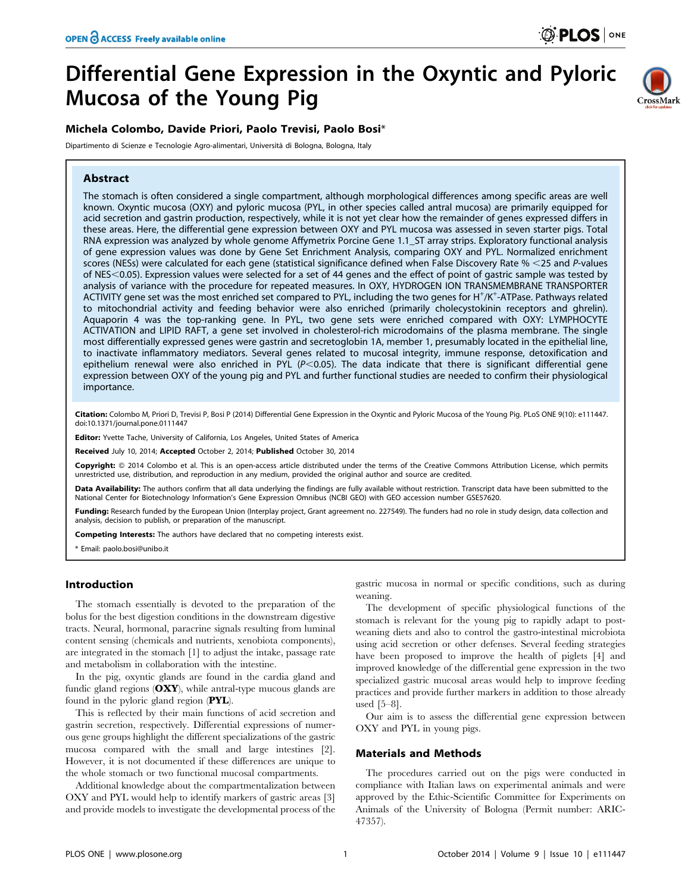# Differential Gene Expression in the Oxyntic and Pyloric Mucosa of the Young Pig

**Michela Colombo, Davide Priori, Paolo Trevisi, Paolo Bosi***

Dipartimento di Scienze e Tecnologie Agro-alimentari, Università di Bologna, Bologna, Italy

## Abstract

The stomach is often considered a single compartment, although morphological differences among specific areas are well known. Oxyntic mucosa (OXY) and pyloric mucosa (PYL, in other species called antral mucosa) are primarily equipped for acid secretion and gastrin production, respectively, while it is not yet clear how the remainder of genes expressed differs in these areas. Here, the differential gene expression between OXY and PYL mucosa was assessed in seven starter pigs. Total RNA expression was analyzed by whole genome Affymetrix Porcine Gene 1.1_ST array strips. Exploratory functional analysis of gene expression values was done by Gene Set Enrichment Analysis, comparing OXY and PYL. Normalized enrichment scores (NESs) were calculated for each gene (statistical significance defined when False Discovery Rate % $<25$ and *P*-values of NES$<0.05$). Expression values were selected for a set of 44 genes and the effect of point of gastric sample was tested by analysis of variance with the procedure for repeated measures. In OXY, HYDROGEN ION TRANSMEMBRANE TRANSPORTER ACTIVITY gene set was the most enriched set compared to PYL, including the two genes for $H^+/K^+$-ATPase. Pathways related to mitochondrial activity and feeding behavior were also enriched (primarily cholecystokinin receptors and ghrelin). Aquaporin 4 was the top-ranking gene. In PYL, two gene sets were enriched compared with OXY: LYMPHOCYTE ACTIVATION and LIPID RAFT, a gene set involved in cholesterol-rich microdomains of the plasma membrane. The single most differentially expressed genes were gastrin and secretoglobin 1A, member 1, presumably located in the epithelial line, to inactivate inflammatory mediators. Several genes related to mucosal integrity, immune response, detoxification and epithelium renewal were also enriched in PYL ($P<0.05$). The data indicate that there is significant differential gene expression between OXY of the young pig and PYL and further functional studies are needed to confirm their physiological importance.

**Citation:** Colombo M, Priori D, Trevisi P, Bosi P (2014) Differential Gene Expression in the Oxyntic and Pyloric Mucosa of the Young Pig. PLoS ONE 9(10): e111447. doi:10.1371/journal.pone.0111447

**Editor:** Yvette Tache, University of California, Los Angeles, United States of America

**Received** July 10, 2014; **Accepted** October 2, 2014; **Published** October 30, 2014

**Copyright:** © 2014 Colombo et al. This is an open-access article distributed under the terms of the Creative Commons Attribution License, which permits unrestricted use, distribution, and reproduction in any medium, provided the original author and source are credited.

**Data Availability:** The authors confirm that all data underlying the findings are fully available without restriction. Transcript data have been submitted to the National Center for Biotechnology Information's Gene Expression Omnibus (NCBI GEO) with GEO accession number GSE57620.

**Funding:** Research funded by the European Union (Interplay project, Grant agreement no. 227549). The funders had no role in study design, data collection and analysis, decision to publish, or preparation of the manuscript.

**Competing Interests:** The authors have declared that no competing interests exist.

\* Email: paolo.bosi@unibo.it

## Introduction

The stomach essentially is devoted to the preparation of the bolus for the best digestion conditions in the downstream digestive tracts. Neural, hormonal, paracrine signals resulting from luminal content sensing (chemicals and nutrients, xenobiota components), are integrated in the stomach [1] to adjust the intake, passage rate and metabolism in collaboration with the intestine.

In the pig, oxyntic glands are found in the cardia gland and fundic gland regions (**OXY**), while antral-type mucous glands are found in the pyloric gland region (**PYL**).

This is reflected by their main functions of acid secretion and gastrin secretion, respectively. Differential expressions of numerous gene groups highlight the different specializations of the gastric mucosa compared with the small and large intestines [2]. However, it is not documented if these differences are unique to the whole stomach or two functional mucosal compartments.

Additional knowledge about the compartmentalization between OXY and PYL would help to identify markers of gastric areas [3] and provide models to investigate the developmental process of the gastric mucosa in normal or specific conditions, such as during weaning.

The development of specific physiological functions of the stomach is relevant for the young pig to rapidly adapt to post-weaning diets and also to control the gastro-intestinal microbiota using acid secretion or other defenses. Several feeding strategies have been proposed to improve the health of piglets [4] and improved knowledge of the differential gene expression in the two specialized gastric mucosal areas would help to improve feeding practices and provide further markers in addition to those already used [5–8].

Our aim is to assess the differential gene expression between OXY and PYL in young pigs.

## Materials and Methods

The procedures carried out on the pigs were conducted in compliance with Italian laws on experimental animals and were approved by the Ethic-Scientific Committee for Experiments on Animals of the University of Bologna (Permit number: ARIC-47357).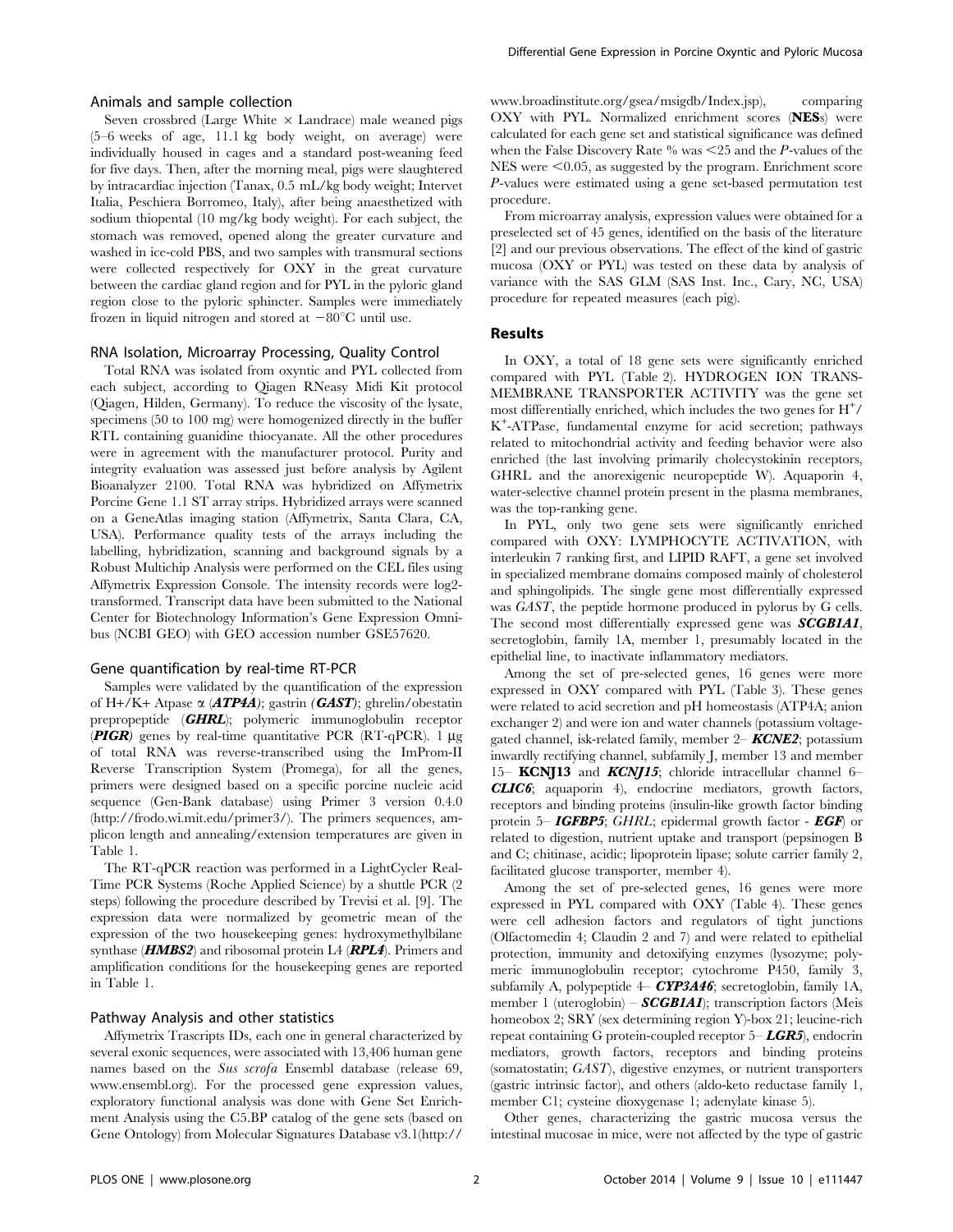### Animals and sample collection

Seven crossbred (Large White × Landrace) male weaned pigs (5–6 weeks of age, 11.1 kg body weight, on average) were individually housed in cages and a standard post-weaning feed for five days. Then, after the morning meal, pigs were slaughtered by intracardiac injection (Tanax, 0.5 mL/kg body weight; Intervet Italia, Peschiera Borromeo, Italy), after being anaesthetized with sodium thiopental (10 mg/kg body weight). For each subject, the stomach was removed, opened along the greater curvature and washed in ice-cold PBS, and two samples with transmural sections were collected respectively for OXY in the great curvature between the cardiac gland region and for PYL in the pyloric gland region close to the pyloric sphincter. Samples were immediately frozen in liquid nitrogen and stored at −80°C until use.

### RNA Isolation, Microarray Processing, Quality Control

Total RNA was isolated from oxyntic and PYL collected from each subject, according to Qiagen RNeasy Midi Kit protocol (Qiagen, Hilden, Germany). To reduce the viscosity of the lysate, specimens (50 to 100 mg) were homogenized directly in the buffer RTL containing guanidine thiocyanate. All the other procedures were in agreement with the manufacturer protocol. Purity and integrity evaluation was assessed just before analysis by Agilent Bioanalyzer 2100. Total RNA was hybridized on Affymetrix Porcine Gene 1.1 ST array strips. Hybridized arrays were scanned on a GeneAtlas imaging station (Affymetrix, Santa Clara, CA, USA). Performance quality tests of the arrays including the labelling, hybridization, scanning and background signals by a Robust Multichip Analysis were performed on the CEL files using Affymetrix Expression Console. The intensity records were log2-transformed. Transcript data have been submitted to the National Center for Biotechnology Information's Gene Expression Omnibus (NCBI GEO) with GEO accession number GSE57620.

### Gene quantification by real-time RT-PCR

Samples were validated by the quantification of the expression of H+/K+ Atpase α (***ATP4A***); gastrin (***GAST***); ghrelin/obestatin prepropeptide (***GHRL***); polymeric immunoglobulin receptor (***PIGR***) genes by real-time quantitative PCR (RT-qPCR). 1 µg of total RNA was reverse-transcribed using the ImProm-II Reverse Transcription System (Promega), for all the genes, primers were designed based on a specific porcine nucleic acid sequence (Gen-Bank database) using Primer 3 version 0.4.0 (http://frodo.wi.mit.edu/primer3/). The primers sequences, amplicon length and annealing/extension temperatures are given in Table 1.

The RT-qPCR reaction was performed in a LightCycler Real-Time PCR Systems (Roche Applied Science) by a shuttle PCR (2 steps) following the procedure described by Trevisi et al. [9]. The expression data were normalized by geometric mean of the expression of the two housekeeping genes: hydroxymethylbilane synthase (***HMBS2***) and ribosomal protein L4 (***RPL4***). Primers and amplification conditions for the housekeeping genes are reported in Table 1.

### Pathway Analysis and other statistics

Affymetrix Trascripts IDs, each one in general characterized by several exonic sequences, were associated with 13,406 human gene names based on the *Sus scrofa* Ensembl database (release 69, www.ensembl.org). For the processed gene expression values, exploratory functional analysis was done with Gene Set Enrichment Analysis using the C5.BP catalog of the gene sets (based on Gene Ontology) from Molecular Signatures Database v3.1(http://www.broadinstitute.org/gsea/msigdb/Index.jsp), comparing OXY with PYL. Normalized enrichment scores (**NES**s) were calculated for each gene set and statistical significance was defined when the False Discovery Rate % was <25 and the *P*-values of the NES were <0.05, as suggested by the program. Enrichment score *P*-values were estimated using a gene set-based permutation test procedure.

From microarray analysis, expression values were obtained for a preselected set of 45 genes, identified on the basis of the literature [2] and our previous observations. The effect of the kind of gastric mucosa (OXY or PYL) was tested on these data by analysis of variance with the SAS GLM (SAS Inst. Inc., Cary, NC, USA) procedure for repeated measures (each pig).

## Results

In OXY, a total of 18 gene sets were significantly enriched compared with PYL (Table 2). HYDROGEN ION TRANS-MEMBRANE TRANSPORTER ACTIVITY was the gene set most differentially enriched, which includes the two genes for $H^+$/$K^+$-ATPase, fundamental enzyme for acid secretion; pathways related to mitochondrial activity and feeding behavior were also enriched (the last involving primarily cholecystokinin receptors, GHRL and the anorexigenic neuropeptide W). Aquaporin 4, water-selective channel protein present in the plasma membranes, was the top-ranking gene.

In PYL, only two gene sets were significantly enriched compared with OXY: LYMPHOCYTE ACTIVATION, with interleukin 7 ranking first, and LIPID RAFT, a gene set involved in specialized membrane domains composed mainly of cholesterol and sphingolipids. The single gene most differentially expressed was *GAST*, the peptide hormone produced in pylorus by G cells. The second most differentially expressed gene was ***SCGB1A1***, secretoglobin, family 1A, member 1, presumably located in the epithelial line, to inactivate inflammatory mediators.

Among the set of pre-selected genes, 16 genes were more expressed in OXY compared with PYL (Table 3). These genes were related to acid secretion and pH homeostasis (ATP4A; anion exchanger 2) and were ion and water channels (potassium voltage-gated channel, isk-related family, member 2– ***KCNE2***; potassium inwardly rectifying channel, subfamily J, member 13 and member 15– **KCNJ13** and ***KCNJ15***; chloride intracellular channel 6– ***CLIC6***; aquaporin 4), endocrine mediators, growth factors, receptors and binding proteins (insulin-like growth factor binding protein 5– ***IGFBP5***; *GHRL*; epidermal growth factor - ***EGF***) or related to digestion, nutrient uptake and transport (pepsinogen B and C; chitinase, acidic; lipoprotein lipase; solute carrier family 2, facilitated glucose transporter, member 4).

Among the set of pre-selected genes, 16 genes were more expressed in PYL compared with OXY (Table 4). These genes were cell adhesion factors and regulators of tight junctions (Olfactomedin 4; Claudin 2 and 7) and were related to epithelial protection, immunity and detoxifying enzymes (lysozyme; polymeric immunoglobulin receptor; cytochrome P450, family 3, subfamily A, polypeptide 4– ***CYP3A46***; secretoglobin, family 1A, member 1 (uteroglobin) – ***SCGB1A1***); transcription factors (Meis homeobox 2; SRY (sex determining region Y)-box 21; leucine-rich repeat containing G protein-coupled receptor 5– ***LGR5***), endocrin mediators, growth factors, receptors and binding proteins (somatostatin; *GAST*), digestive enzymes, or nutrient transporters (gastric intrinsic factor), and others (aldo-keto reductase family 1, member C1; cysteine dioxygenase 1; adenylate kinase 5).

Other genes, characterizing the gastric mucosa versus the intestinal mucosae in mice, were not affected by the type of gastric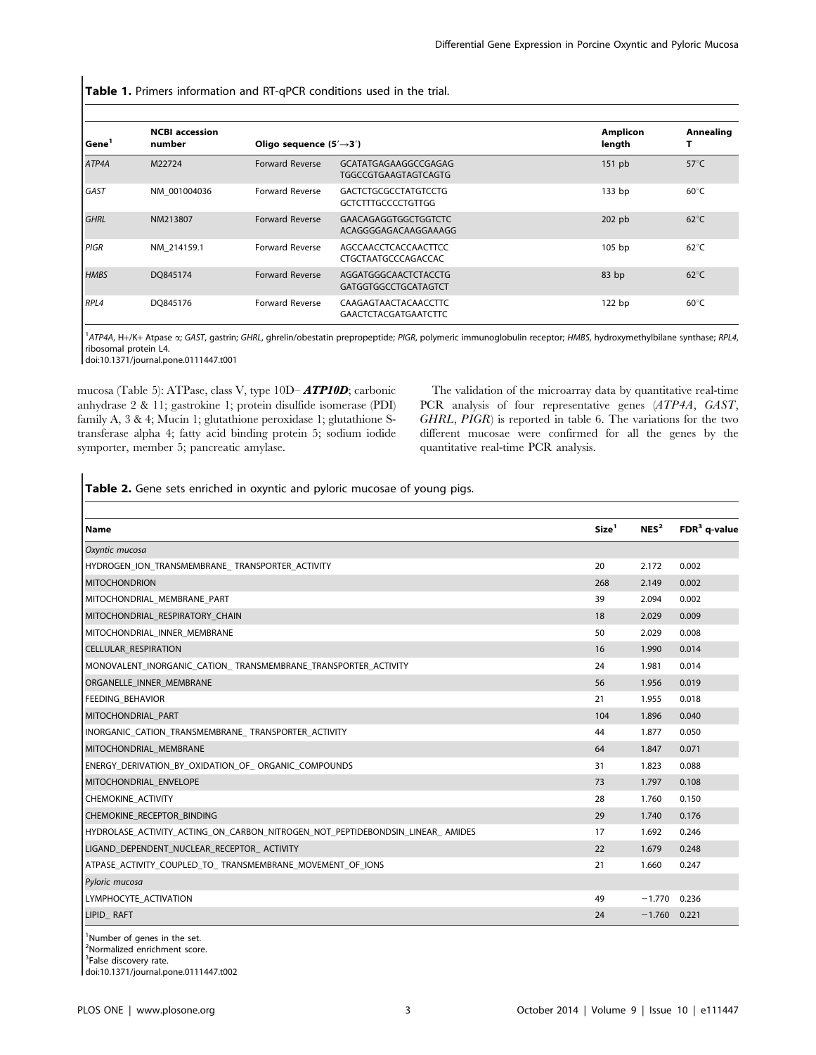**Table 1.** Primers information and RT-qPCR conditions used in the trial.

| Gene[1] | NCBI accession number | Oligo sequence (5′→3′) | | Amplicon length | Annealing T |
|---|---|---|---|---|---|
| *ATP4A* | M22724 | Forward Reverse | GCATATGAGAAGGCCGAGAG TGGCCGTGAAGTAGTCAGTG | 151 pb | 57°C |
| *GAST* | NM_001004036 | Forward Reverse | GACTCTGCGCCTATGTCCTG GCTCTTTGCCCCTGTTGG | 133 bp | 60°C |
| *GHRL* | NM213807 | Forward Reverse | GAACAGAGGTGGCTGGTCTC ACAGGGGAGACAAGGAAAGG | 202 pb | 62°C |
| *PIGR* | NM_214159.1 | Forward Reverse | AGCCAACCTCACCAACTTCC CTGCTAATGCCCAGACCAC | 105 bp | 62°C |
| *HMBS* | DQ845174 | Forward Reverse | AGGATGGGCAACTCTACCTG GATGGTGGCCTGCATAGTCT | 83 bp | 62°C |
| *RPL4* | DQ845176 | Forward Reverse | CAAGAGTAACTACAACCTTC GAACTCTACGATGAATCTTC | 122 bp | 60°C |

[1]*ATP4A*, H+/K+ Atpase α; *GAST*, gastrin; *GHRL*, ghrelin/obestatin prepropeptide; *PIGR*, polymeric immunoglobulin receptor; *HMBS*, hydroxymethylbilane synthase; *RPL4*, ribosomal protein L4.
doi:10.1371/journal.pone.0111447.t001

mucosa (Table 5): ATPase, class V, type 10D– ***ATP10D***; carbonic anhydrase 2 & 11; gastrokine 1; protein disulfide isomerase (PDI) family A, 3 & 4; Mucin 1; glutathione peroxidase 1; glutathione S-transferase alpha 4; fatty acid binding protein 5; sodium iodide symporter, member 5; pancreatic amylase.

The validation of the microarray data by quantitative real-time PCR analysis of four representative genes (*ATP4A*, *GAST*, *GHRL*, *PIGR*) is reported in table 6. The variations for the two different mucosae were confirmed for all the genes by the quantitative real-time PCR analysis.

**Table 2.** Gene sets enriched in oxyntic and pyloric mucosae of young pigs.

| Name | Size[1] | NES[2] | FDR[3] q-value |
|---|---|---|---|
| *Oxyntic mucosa* | | | |
| HYDROGEN_ION_TRANSMEMBRANE_ TRANSPORTER_ACTIVITY | 20 | 2.172 | 0.002 |
| MITOCHONDRION | 268 | 2.149 | 0.002 |
| MITOCHONDRIAL_MEMBRANE_PART | 39 | 2.094 | 0.002 |
| MITOCHONDRIAL_RESPIRATORY_CHAIN | 18 | 2.029 | 0.009 |
| MITOCHONDRIAL_INNER_MEMBRANE | 50 | 2.029 | 0.008 |
| CELLULAR_RESPIRATION | 16 | 1.990 | 0.014 |
| MONOVALENT_INORGANIC_CATION_ TRANSMEMBRANE_TRANSPORTER_ACTIVITY | 24 | 1.981 | 0.014 |
| ORGANELLE_INNER_MEMBRANE | 56 | 1.956 | 0.019 |
| FEEDING_BEHAVIOR | 21 | 1.955 | 0.018 |
| MITOCHONDRIAL_PART | 104 | 1.896 | 0.040 |
| INORGANIC_CATION_TRANSMEMBRANE_ TRANSPORTER_ACTIVITY | 44 | 1.877 | 0.050 |
| MITOCHONDRIAL_MEMBRANE | 64 | 1.847 | 0.071 |
| ENERGY_DERIVATION_BY_OXIDATION_OF_ ORGANIC_COMPOUNDS | 31 | 1.823 | 0.088 |
| MITOCHONDRIAL_ENVELOPE | 73 | 1.797 | 0.108 |
| CHEMOKINE_ACTIVITY | 28 | 1.760 | 0.150 |
| CHEMOKINE_RECEPTOR_BINDING | 29 | 1.740 | 0.176 |
| HYDROLASE_ACTIVITY_ACTING_ON_CARBON_NITROGEN_NOT_PEPTIDEBONDSIN_LINEAR_ AMIDES | 17 | 1.692 | 0.246 |
| LIGAND_DEPENDENT_NUCLEAR_RECEPTOR_ ACTIVITY | 22 | 1.679 | 0.248 |
| ATPASE_ACTIVITY_COUPLED_TO_ TRANSMEMBRANE_MOVEMENT_OF_IONS | 21 | 1.660 | 0.247 |
| *Pyloric mucosa* | | | |
| LYMPHOCYTE_ACTIVATION | 49 | −1.770 | 0.236 |
| LIPID_ RAFT | 24 | −1.760 | 0.221 |

[1]Number of genes in the set.
[2]Normalized enrichment score.
[3]False discovery rate.
doi:10.1371/journal.pone.0111447.t002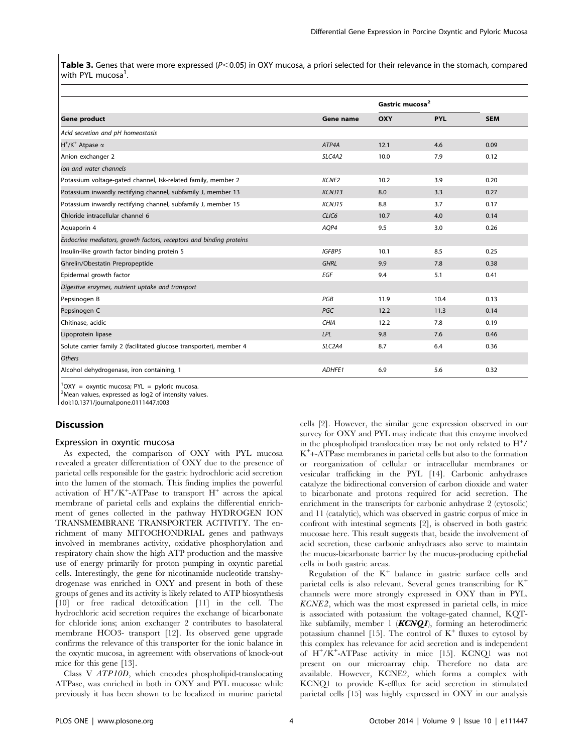**Table 3.** Genes that were more expressed ($P<0.05$) in OXY mucosa, a priori selected for their relevance in the stomach, compared with PYL mucosa[1].

| | | Gastric mucosa[2] | | |
|---|---|---|---|---|
| **Gene product** | **Gene name** | **OXY** | **PYL** | **SEM** |
| *Acid secretion and pH homeostasis* | | | | |
| $H^+/K^+$ Atpase α | *ATP4A* | 12.1 | 4.6 | 0.09 |
| Anion exchanger 2 | *SLC4A2* | 10.0 | 7.9 | 0.12 |
| *Ion and water channels* | | | | |
| Potassium voltage-gated channel, Isk-related family, member 2 | *KCNE2* | 10.2 | 3.9 | 0.20 |
| Potassium inwardly rectifying channel, subfamily J, member 13 | *KCNJ13* | 8.0 | 3.3 | 0.27 |
| Potassium inwardly rectifying channel, subfamily J, member 15 | *KCNJ15* | 8.8 | 3.7 | 0.17 |
| Chloride intracellular channel 6 | *CLIC6* | 10.7 | 4.0 | 0.14 |
| Aquaporin 4 | *AQP4* | 9.5 | 3.0 | 0.26 |
| *Endocrine mediators, growth factors, receptors and binding proteins* | | | | |
| Insulin-like growth factor binding protein 5 | *IGFBP5* | 10.1 | 8.5 | 0.25 |
| Ghrelin/Obestatin Prepropeptide | *GHRL* | 9.9 | 7.8 | 0.38 |
| Epidermal growth factor | *EGF* | 9.4 | 5.1 | 0.41 |
| *Digestive enzymes, nutrient uptake and transport* | | | | |
| Pepsinogen B | *PGB* | 11.9 | 10.4 | 0.13 |
| Pepsinogen C | *PGC* | 12.2 | 11.3 | 0.14 |
| Chitinase, acidic | *CHIA* | 12.2 | 7.8 | 0.19 |
| Lipoprotein lipase | *LPL* | 9.8 | 7.6 | 0.46 |
| Solute carrier family 2 (facilitated glucose transporter), member 4 | *SLC2A4* | 8.7 | 6.4 | 0.36 |
| *Others* | | | | |
| Alcohol dehydrogenase, iron containing, 1 | *ADHFE1* | 6.9 | 5.6 | 0.32 |

[1]OXY = oxyntic mucosa; PYL = pyloric mucosa.
[2]Mean values, expressed as log2 of intensity values.
doi:10.1371/journal.pone.0111447.t003

## Discussion

### Expression in oxyntic mucosa

As expected, the comparison of OXY with PYL mucosa revealed a greater differentiation of OXY due to the presence of parietal cells responsible for the gastric hydrochloric acid secretion into the lumen of the stomach. This finding implies the powerful activation of $H^+/K^+$-ATPase to transport $H^+$ across the apical membrane of parietal cells and explains the differential enrichment of genes collected in the pathway HYDROGEN ION TRANSMEMBRANE TRANSPORTER ACTIVITY. The enrichment of many MITOCHONDRIAL genes and pathways involved in membranes activity, oxidative phosphorylation and respiratory chain show the high ATP production and the massive use of energy primarily for proton pumping in oxyntic paretial cells. Interestingly, the gene for nicotinamide nucleotide transhydrogenase was enriched in OXY and present in both of these groups of genes and its activity is likely related to ATP biosynthesis [10] or free radical detoxification [11] in the cell. The hydrochloric acid secretion requires the exchange of bicarbonate for chloride ions; anion exchanger 2 contributes to basolateral membrane $HCO_3^-$ transport [12]. Its observed gene upgrade confirms the relevance of this transporter for the ionic balance in the oxyntic mucosa, in agreement with observations of knock-out mice for this gene [13].

Class V *ATP10D*, which encodes phospholipid-translocating ATPase, was enriched in both in OXY and PYL mucosae while previously it has been shown to be localized in murine parietal cells [2]. However, the similar gene expression observed in our survey for OXY and PYL may indicate that this enzyme involved in the phospholipid translocation may be not only related to $H^+/K^+$+-ATPase membranes in parietal cells but also to the formation or reorganization of cellular or intracellular membranes or vesicular trafficking in the PYL [14]. Carbonic anhydrases catalyze the bidirectional conversion of carbon dioxide and water to bicarbonate and protons required for acid secretion. The enrichment in the transcripts for carbonic anhydrase 2 (cytosolic) and 11 (catalytic), which was observed in gastric corpus of mice in confront with intestinal segments [2], is observed in both gastric mucosae here. This result suggests that, beside the involvement of acid secretion, these carbonic anhydrases also serve to maintain the mucus-bicarbonate barrier by the mucus-producing epithelial cells in both gastric areas.

Regulation of the $K^+$ balance in gastric surface cells and parietal cells is also relevant. Several genes transcribing for $K^+$ channels were more strongly expressed in OXY than in PYL. *KCNE2*, which was the most expressed in parietal cells, in mice is associated with potassium the voltage-gated channel, KQT-like subfamily, member 1 (***KCNQ1***), forming an heterodimeric potassium channel [15]. The control of $K^+$ fluxes to cytosol by this complex has relevance for acid secretion and is independent of $H^+/K^+$-ATPase activity in mice [15]. KCNQ1 was not present on our microarray chip. Therefore no data are available. However, KCNE2, which forms a complex with KCNQ1 to provide K-efflux for acid secretion in stimulated parietal cells [15] was highly expressed in OXY in our analysis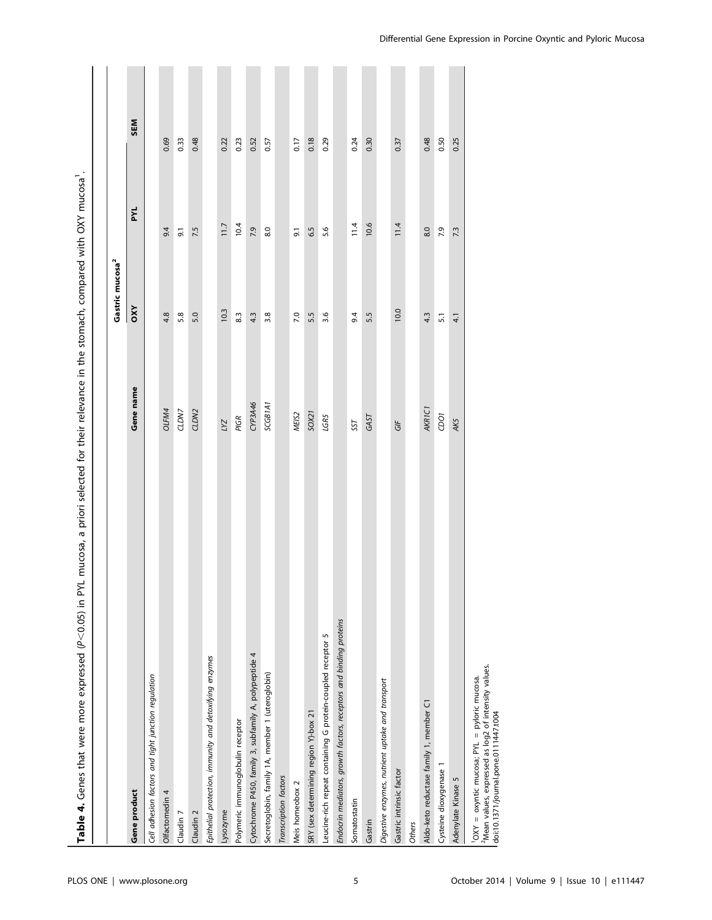**Table 4.** Genes that were more expressed ($P<0.05$) in PYL mucosa, a priori selected for their relevance in the stomach, compared with OXY mucosa[1].

| Gene product | Gene name | Gastric mucosa[2] | | |
|---|---|---|---|---|
| | | OXY | PYL | SEM |
| *Cell adhesion factors and tight junction regulation* | | | | |
| Olfactomedin 4 | *OLFM4* | 4.8 | 9.4 | 0.69 |
| Claudin 7 | *CLDN7* | 5.8 | 9.1 | 0.33 |
| Claudin 2 | *CLDN2* | 5.0 | 7.5 | 0.48 |
| *Epithelial protection, immunity and detoxifying enzymes* | | | | |
| Lysozyme | *LYZ* | 10.3 | 11.7 | 0.22 |
| Polymeric immunoglobulin receptor | *PIGR* | 8.3 | 10.4 | 0.23 |
| Cytochrome P450, family 3, subfamily A, polypeptide 4 | *CYP3A46* | 4.3 | 7.9 | 0.52 |
| Secretoglobin, family 1A, member 1 (uteroglobin) | *SCGB1A1* | 3.8 | 8.0 | 0.57 |
| *Transcription factors* | | | | |
| Meis homeobox 2 | *MEIS2* | 7.0 | 9.1 | 0.17 |
| SRY (sex determining region Y)-box 21 | *SOX21* | 5.5 | 6.5 | 0.18 |
| Leucine-rich repeat containing G protein-coupled receptor 5 | *LGR5* | 3.6 | 5.6 | 0.29 |
| *Endocrin mediators, growth factors, receptors and binding proteins* | | | | |
| Somatostatin | *SST* | 9.4 | 11.4 | 0.24 |
| Gastrin | *GAST* | 5.5 | 10.6 | 0.30 |
| *Digestive enzymes, nutrient uptake and transport* | | | | |
| Gastric intrinsic factor | *GIF* | 10.0 | 11.4 | 0.37 |
| *Others* | | | | |
| Aldo-keto reductase family 1, member C1 | *AKR1C1* | 4.3 | 8.0 | 0.48 |
| Cysteine dioxygenase 1 | *CDO1* | 5.1 | 7.9 | 0.50 |
| Adenylate Kinase 5 | *AK5* | 4.1 | 7.3 | 0.25 |

[1]OXY = oxyntic mucosa; PYL = pyloric mucosa.
[2]Mean values, expressed as log2 of intensity values.
doi:10.1371/journal.pone.0111447.t004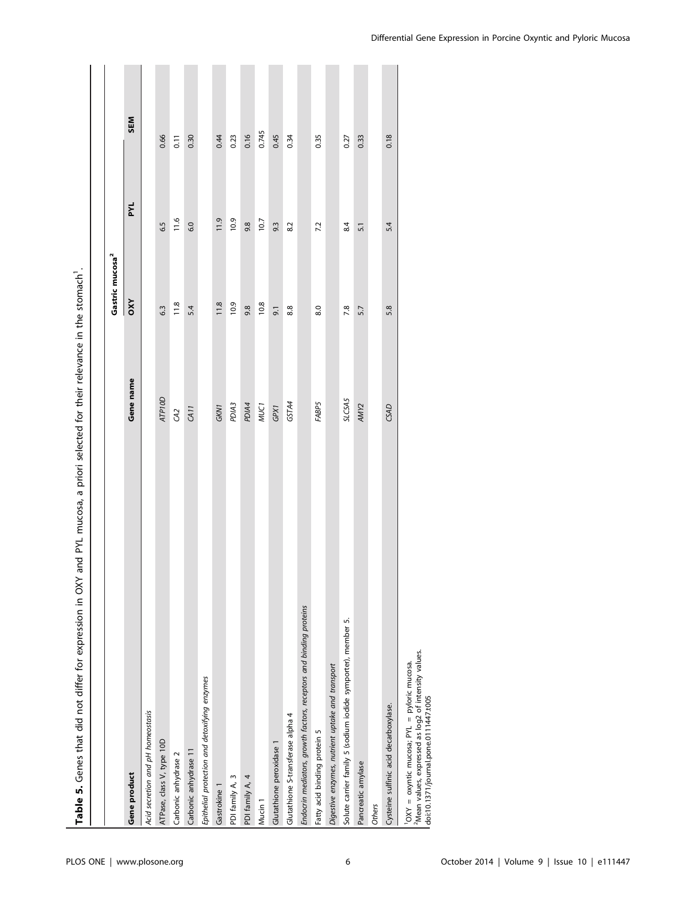**Table 5.** Genes that did not differ for expression in OXY and PYL mucosa, a priori selected for their relevance in the stomach[1].

| Gene product | Gene name | Gastric mucosa[2] | | |
|---|---|---|---|---|
| | | OXY | PYL | SEM |
| *Acid secretion and pH homeostasis* | | | | |
| ATPase, class V, type 10D | *ATP10D* | 6.3 | 6.5 | 0.66 |
| Carbonic anhydrase 2 | *CA2* | 11.8 | 11.6 | 0.11 |
| Carbonic anhydrase 11 | *CA11* | 5.4 | 6.0 | 0.30 |
| *Epithelial protection and detoxifying enzymes* | | | | |
| Gastrokine 1 | *GKN1* | 11.8 | 11.9 | 0.44 |
| PDI family A, 3 | *PDIA3* | 10.9 | 10.9 | 0.23 |
| PDI family A, 4 | *PDIA4* | 9.8 | 9.8 | 0.16 |
| Mucin 1 | *MUC1* | 10.8 | 10.7 | 0.745 |
| Glutathione peroxidase 1 | *GPX1* | 9.1 | 9.3 | 0.45 |
| Glutathione S-transferase alpha 4 | *GSTA4* | 8.8 | 8.2 | 0.34 |
| *Endocrin mediators, growth factors, receptors and binding proteins* | | | | |
| Fatty acid binding protein 5 | *FABP5* | 8.0 | 7.2 | 0.35 |
| *Digestive enzymes, nutrient uptake and transport* | | | | |
| Solute carrier family 5 (sodium iodide symporter), member 5. | *SLC5A5* | 7.8 | 8.4 | 0.27 |
| Pancreatic amylase | *AMY2* | 5.7 | 5.1 | 0.33 |
| *Others* | | | | |
| Cysteine sulfinic acid decarboxylase. | *CSAD* | 5.8 | 5.4 | 0.18 |

[1]OXY = oxyntic mucosa; PYL = pyloric mucosa.
[2]Mean values, expressed as log2 of intensity values.
doi:10.1371/journal.pone.0111447.t005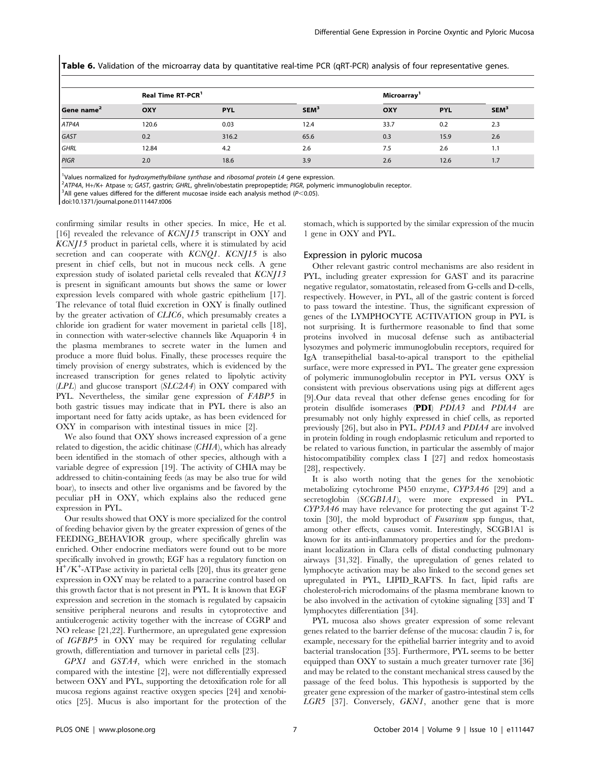**Table 6.** Validation of the microarray data by quantitative real-time PCR (qRT-PCR) analysis of four representative genes.

| | Real Time RT-PCR[1] | | | Microarray[1] | | |
|---|---|---|---|---|---|---|
| Gene name[2] | OXY | PYL | SEM[3] | OXY | PYL | SEM[3] |
| *ATP4A* | 120.6 | 0.03 | 12.4 | 33.7 | 0.2 | 2.3 |
| *GAST* | 0.2 | 316.2 | 65.6 | 0.3 | 15.9 | 2.6 |
| *GHRL* | 12.84 | 4.2 | 2.6 | 7.5 | 2.6 | 1.1 |
| *PIGR* | 2.0 | 18.6 | 3.9 | 2.6 | 12.6 | 1.7 |

[1]Values normalized for *hydroxymethylbilane synthase* and *ribosomal protein L4* gene expression.
[2]*ATP4A*, H+/K+ Atpase α; *GAST*, gastrin; *GHRL*, ghrelin/obestatin prepropeptide; *PIGR*, polymeric immunoglobulin receptor.
[3]All gene values differed for the different mucosae inside each analysis method ($P<0.05$).
doi:10.1371/journal.pone.0111447.t006

confirming similar results in other species. In mice, He et al. [16] revealed the relevance of *KCNJ15* transcript in OXY and *KCNJ15* product in parietal cells, where it is stimulated by acid secretion and can cooperate with *KCNQ1*. *KCNJ15* is also present in chief cells, but not in mucous neck cells. A gene expression study of isolated parietal cells revealed that *KCNJ13* is present in significant amounts but shows the same or lower expression levels compared with whole gastric epithelium [17]. The relevance of total fluid excretion in OXY is finally outlined by the greater activation of *CLIC6*, which presumably creates a chloride ion gradient for water movement in parietal cells [18], in connection with water-selective channels like Aquaporin 4 in the plasma membranes to secrete water in the lumen and produce a more fluid bolus. Finally, these processes require the timely provision of energy substrates, which is evidenced by the increased transcription for genes related to lipolytic activity (*LPL*) and glucose transport (*SLC2A4*) in OXY compared with PYL. Nevertheless, the similar gene expression of *FABP5* in both gastric tissues may indicate that in PYL there is also an important need for fatty acids uptake, as has been evidenced for OXY in comparison with intestinal tissues in mice [2].

We also found that OXY shows increased expression of a gene related to digestion, the acidic chitinase (*CHIA*), which has already been identified in the stomach of other species, although with a variable degree of expression [19]. The activity of CHIA may be addressed to chitin-containing feeds (as may be also true for wild boar), to insects and other live organisms and be favored by the peculiar pH in OXY, which explains also the reduced gene expression in PYL.

Our results showed that OXY is more specialized for the control of feeding behavior given by the greater expression of genes of the FEEDING_BEHAVIOR group, where specifically ghrelin was enriched. Other endocrine mediators were found out to be more specifically involved in growth; EGF has a regulatory function on $H^+/K^+$-ATPase activity in parietal cells [20], thus its greater gene expression in OXY may be related to a paracrine control based on this growth factor that is not present in PYL. It is known that EGF expression and secretion in the stomach is regulated by capsaicin sensitive peripheral neurons and results in cytoprotective and antiulcerogenic activity together with the increase of CGRP and NO release [21,22]. Furthermore, an upregulated gene expression of *IGFBP5* in OXY may be required for regulating cellular growth, differentiation and turnover in parietal cells [23].

*GPX1* and *GSTA4*, which were enriched in the stomach compared with the intestine [2], were not differentially expressed between OXY and PYL, supporting the detoxification role for all mucosa regions against reactive oxygen species [24] and xenobiotics [25]. Mucus is also important for the protection of the stomach, which is supported by the similar expression of the mucin 1 gene in OXY and PYL.

### Expression in pyloric mucosa

Other relevant gastric control mechanisms are also resident in PYL, including greater expression for GAST and its paracrine negative regulator, somatostatin, released from G-cells and D-cells, respectively. However, in PYL, all of the gastric content is forced to pass toward the intestine. Thus, the significant expression of genes of the LYMPHOCYTE ACTIVATION group in PYL is not surprising. It is furthermore reasonable to find that some proteins involved in mucosal defense such as antibacterial lysozymes and polymeric immunoglobulin receptors, required for IgA transepithelial basal-to-apical transport to the epithelial surface, were more expressed in PYL. The greater gene expression of polymeric immunoglobulin receptor in PYL versus OXY is consistent with previous observations using pigs at different ages [9].Our data reveal that other defense genes encoding for for protein disulfide isomerases (**PDI**) *PDIA3* and *PDIA4* are presumably not only highly expressed in chief cells, as reported previously [26], but also in PYL. *PDIA3* and *PDIA4* are involved in protein folding in rough endoplasmic reticulum and reported to be related to various function, in particular the assembly of major histocompatibility complex class I [27] and redox homeostasis [28], respectively.

It is also worth noting that the genes for the xenobiotic metabolizing cytochrome P450 enzyme, *CYP3A46* [29] and a secretoglobin (*SCGB1A1*), were more expressed in PYL. *CYP3A46* may have relevance for protecting the gut against T-2 toxin [30], the mold byproduct of *Fusarium* spp fungus, that, among other effects, causes vomit. Interestingly, SCGB1A1 is known for its anti-inflammatory properties and for the predominant localization in Clara cells of distal conducting pulmonary airways [31,32]. Finally, the upregulation of genes related to lymphocyte activation may be also linked to the second genes set upregulated in PYL, LIPID_RAFTS. In fact, lipid rafts are cholesterol-rich microdomains of the plasma membrane known to be also involved in the activation of cytokine signaling [33] and T lymphocytes differentiation [34].

PYL mucosa also shows greater expression of some relevant genes related to the barrier defense of the mucosa: claudin 7 is, for example, necessary for the epithelial barrier integrity and to avoid bacterial translocation [35]. Furthermore, PYL seems to be better equipped than OXY to sustain a much greater turnover rate [36] and may be related to the constant mechanical stress caused by the passage of the feed bolus. This hypothesis is supported by the greater gene expression of the marker of gastro-intestinal stem cells *LGR5* [37]. Conversely, *GKN1*, another gene that is more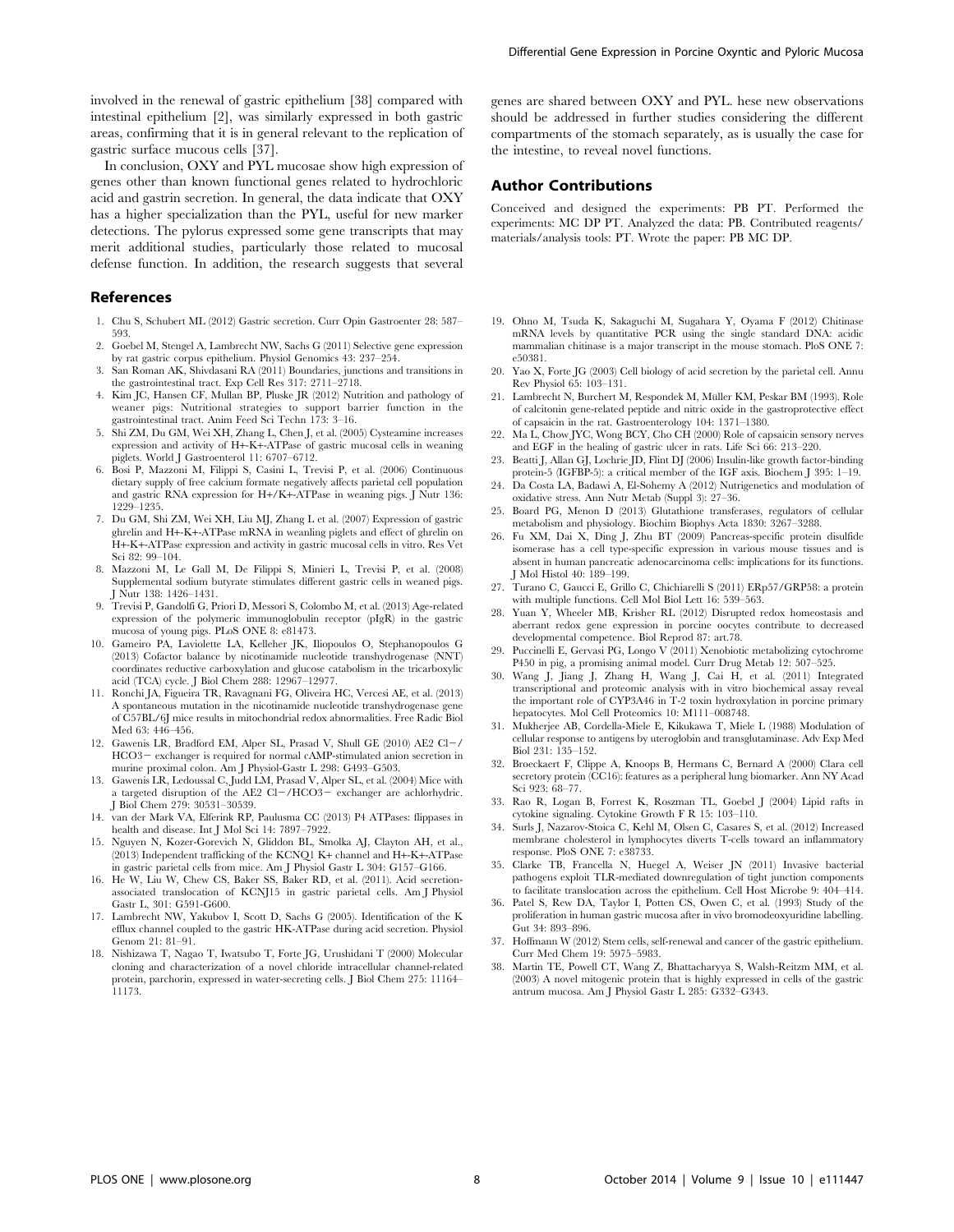involved in the renewal of gastric epithelium [38] compared with intestinal epithelium [2], was similarly expressed in both gastric areas, confirming that it is in general relevant to the replication of gastric surface mucous cells [37].

In conclusion, OXY and PYL mucosae show high expression of genes other than known functional genes related to hydrochloric acid and gastrin secretion. In general, the data indicate that OXY has a higher specialization than the PYL, useful for new marker detections. The pylorus expressed some gene transcripts that may merit additional studies, particularly those related to mucosal defense function. In addition, the research suggests that several genes are shared between OXY and PYL. hese new observations should be addressed in further studies considering the different compartments of the stomach separately, as is usually the case for the intestine, to reveal novel functions.

## Author Contributions

Conceived and designed the experiments: PB PT. Performed the experiments: MC DP PT. Analyzed the data: PB. Contributed reagents/materials/analysis tools: PT. Wrote the paper: PB MC DP.

## References

1. Chu S, Schubert ML (2012) Gastric secretion. Curr Opin Gastroenter 28: 587–593.
2. Goebel M, Stengel A, Lambrecht NW, Sachs G (2011) Selective gene expression by rat gastric corpus epithelium. Physiol Genomics 43: 237–254.
3. San Roman AK, Shivdasani RA (2011) Boundaries, junctions and transitions in the gastrointestinal tract. Exp Cell Res 317: 2711–2718.
4. Kim JC, Hansen CF, Mullan BP, Pluske JR (2012) Nutrition and pathology of weaner pigs: Nutritional strategies to support barrier function in the gastrointestinal tract. Anim Feed Sci Techn 173: 3–16.
5. Shi ZM, Du GM, Wei XH, Zhang L, Chen J, et al. (2005) Cysteamine increases expression and activity of H+-K+-ATPase of gastric mucosal cells in weaning piglets. World J Gastroenterol 11: 6707–6712.
6. Bosi P, Mazzoni M, Filippi S, Casini L, Trevisi P, et al. (2006) Continuous dietary supply of free calcium formate negatively affects parietal cell population and gastric RNA expression for H+/K+-ATPase in weaning pigs. J Nutr 136: 1229–1235.
7. Du GM, Shi ZM, Wei XH, Liu MJ, Zhang L et al. (2007) Expression of gastric ghrelin and H+-K+-ATPase mRNA in weanling piglets and effect of ghrelin on H+-K+-ATPase expression and activity in gastric mucosal cells in vitro. Res Vet Sci 82: 99–104.
8. Mazzoni M, Le Gall M, De Filippi S, Minieri L, Trevisi P, et al. (2008) Supplemental sodium butyrate stimulates different gastric cells in weaned pigs. J Nutr 138: 1426–1431.
9. Trevisi P, Gandolfi G, Priori D, Messori S, Colombo M, et al. (2013) Age-related expression of the polymeric immunoglobulin receptor (pIgR) in the gastric mucosa of young pigs. PLoS ONE 8: e81473.
10. Gameiro PA, Laviolette LA, Kelleher JK, Iliopoulos O, Stephanopoulos G (2013) Cofactor balance by nicotinamide nucleotide transhydrogenase (NNT) coordinates reductive carboxylation and glucose catabolism in the tricarboxylic acid (TCA) cycle. J Biol Chem 288: 12967–12977.
11. Ronchi JA, Figueira TR, Ravagnani FG, Oliveira HC, Vercesi AE, et al. (2013) A spontaneous mutation in the nicotinamide nucleotide transhydrogenase gene of C57BL/6J mice results in mitochondrial redox abnormalities. Free Radic Biol Med 63: 446–456.
12. Gawenis LR, Bradford EM, Alper SL, Prasad V, Shull GE (2010) AE2 Cl−/HCO3− exchanger is required for normal cAMP-stimulated anion secretion in murine proximal colon. Am J Physiol-Gastr L 298: G493–G503.
13. Gawenis LR, Ledoussal C, Judd LM, Prasad V, Alper SL, et al. (2004) Mice with a targeted disruption of the AE2 Cl−/HCO3− exchanger are achlorhydric. J Biol Chem 279: 30531–30539.
14. van der Mark VA, Elferink RP, Paulusma CC (2013) P4 ATPases: flippases in health and disease. Int J Mol Sci 14: 7897–7922.
15. Nguyen N, Kozer-Gorevich N, Gliddon BL, Smolka AJ, Clayton AH, et al. (2013) Independent trafficking of the KCNQ1 K+ channel and H+-K+-ATPase in gastric parietal cells from mice. Am J Physiol Gastr L 304: G157–G166.
16. He W, Liu W, Chew CS, Baker SS, Baker RD, et al. (2011). Acid secretion-associated translocation of KCNJ15 in gastric parietal cells. Am J Physiol Gastr L, 301: G591-G600.
17. Lambrecht NW, Yakubov I, Scott D, Sachs G (2005). Identification of the K efflux channel coupled to the gastric HK-ATPase during acid secretion. Physiol Genom 21: 81–91.
18. Nishizawa T, Nagao T, Iwatsubo T, Forte JG, Urushidani T (2000) Molecular cloning and characterization of a novel chloride intracellular channel-related protein, parchorin, expressed in water-secreting cells. J Biol Chem 275: 11164–11173.
19. Ohno M, Tsuda K, Sakaguchi M, Sugahara Y, Oyama F (2012) Chitinase mRNA levels by quantitative PCR using the single standard DNA: acidic mammalian chitinase is a major transcript in the mouse stomach. PloS ONE 7: e50381.
20. Yao X, Forte JG (2003) Cell biology of acid secretion by the parietal cell. Annu Rev Physiol 65: 103–131.
21. Lambrecht N, Burchert M, Respondek M, Müller KM, Peskar BM (1993). Role of calcitonin gene-related peptide and nitric oxide in the gastroprotective effect of capsaicin in the rat. Gastroenterology 104: 1371–1380.
22. Ma L, Chow JYC, Wong BCY, Cho CH (2000) Role of capsaicin sensory nerves and EGF in the healing of gastric ulcer in rats. Life Sci 66: 213–220.
23. Beatti J, Allan GJ, Lochrie JD, Flint DJ (2006) Insulin-like growth factor-binding protein-5 (IGFBP-5): a critical member of the IGF axis. Biochem J 395: 1–19.
24. Da Costa LA, Badawi A, El-Sohemy A (2012) Nutrigenetics and modulation of oxidative stress. Ann Nutr Metab (Suppl 3): 27–36.
25. Board PG, Menon D (2013) Glutathione transferases, regulators of cellular metabolism and physiology. Biochim Biophys Acta 1830: 3267–3288.
26. Fu XM, Dai X, Ding J, Zhu BT (2009) Pancreas-specific protein disulfide isomerase has a cell type-specific expression in various mouse tissues and is absent in human pancreatic adenocarcinoma cells: implications for its functions. J Mol Histol 40: 189–199.
27. Turano C, Gaucci E, Grillo C, Chichiarelli S (2011) ERp57/GRP58: a protein with multiple functions. Cell Mol Biol Lett 16: 539–563.
28. Yuan Y, Wheeler MB, Krisher RL (2012) Disrupted redox homeostasis and aberrant redox gene expression in porcine oocytes contribute to decreased developmental competence. Biol Reprod 87: art.78.
29. Puccinelli E, Gervasi PG, Longo V (2011) Xenobiotic metabolizing cytochrome P450 in pig, a promising animal model. Curr Drug Metab 12: 507–525.
30. Wang J, Jiang J, Zhang H, Wang J, Cai H, et al. (2011) Integrated transcriptional and proteomic analysis with in vitro biochemical assay reveal the important role of CYP3A46 in T-2 toxin hydroxylation in porcine primary hepatocytes. Mol Cell Proteomics 10: M111–008748.
31. Mukherjee AB, Cordella-Miele E, Kikukawa T, Miele L (1988) Modulation of cellular response to antigens by uteroglobin and transglutaminase. Adv Exp Med Biol 231: 135–152.
32. Broeckaert F, Clippe A, Knoops B, Hermans C, Bernard A (2000) Clara cell secretory protein (CC16): features as a peripheral lung biomarker. Ann NY Acad Sci 923: 68–77.
33. Rao R, Logan B, Forrest K, Roszman TL, Goebel J (2004) Lipid rafts in cytokine signaling. Cytokine Growth F R 15: 103–110.
34. Surls J, Nazarov-Stoica C, Kehl M, Olsen C, Casares S, et al. (2012) Increased membrane cholesterol in lymphocytes diverts T-cells toward an inflammatory response. PloS ONE 7: e38733.
35. Clarke TB, Francella N, Huegel A, Weiser JN (2011) Invasive bacterial pathogens exploit TLR-mediated downregulation of tight junction components to facilitate translocation across the epithelium. Cell Host Microbe 9: 404–414.
36. Patel S, Rew DA, Taylor I, Potten CS, Owen C, et al. (1993) Study of the proliferation in human gastric mucosa after in vivo bromodeoxyuridine labelling. Gut 34: 893–896.
37. Hoffmann W (2012) Stem cells, self-renewal and cancer of the gastric epithelium. Curr Med Chem 19: 5975–5983.
38. Martin TE, Powell CT, Wang Z, Bhattacharyya S, Walsh-Reitzm MM, et al. (2003) A novel mitogenic protein that is highly expressed in cells of the gastric antrum mucosa. Am J Physiol Gastr L 285: G332–G343.